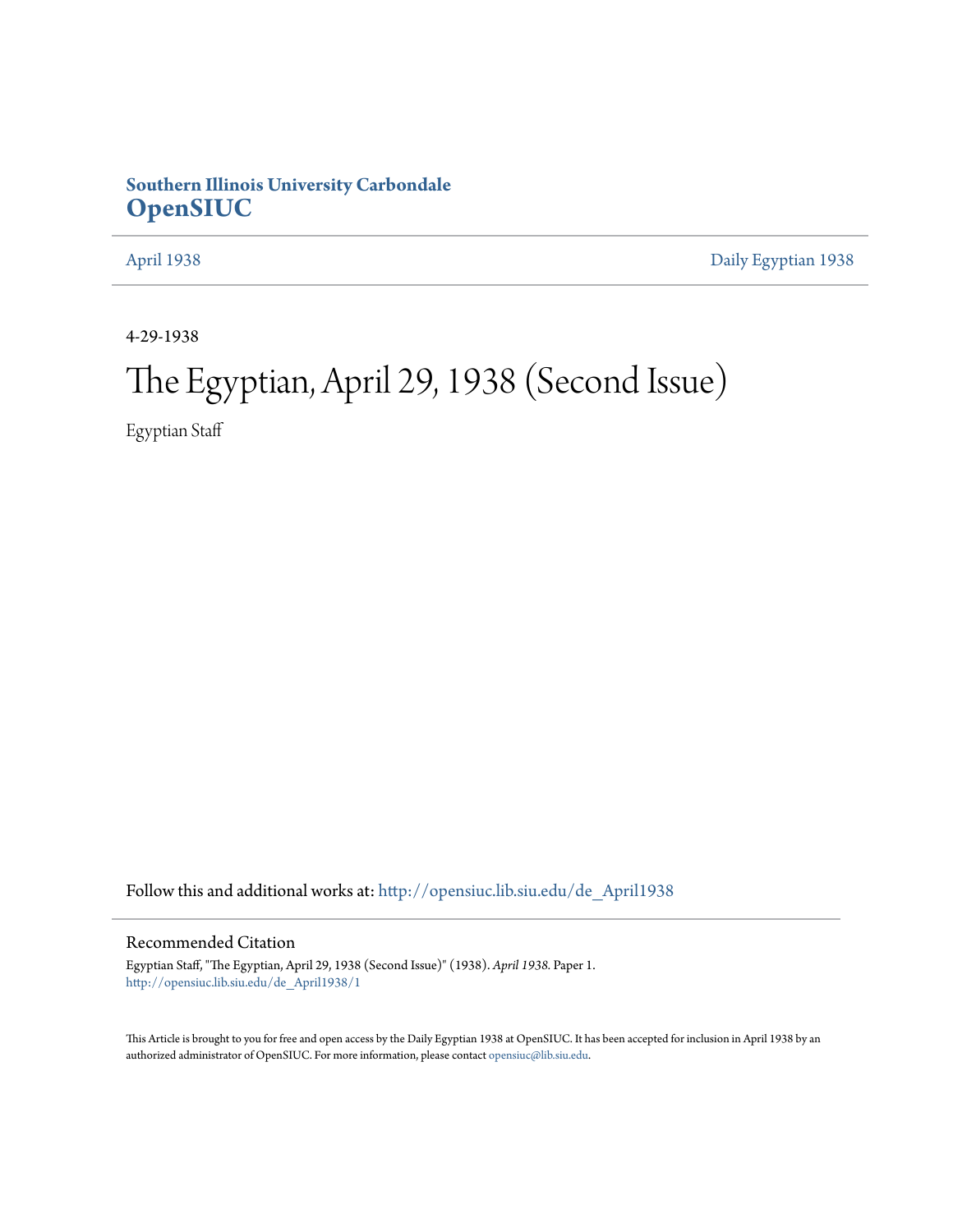**Southern Illinois University Carbondale**
# OpenSIUC

April 1938 | Daily Egyptian 1938

4-29-1938

# The Egyptian, April 29, 1938 (Second Issue)

Egyptian Staff

Follow this and additional works at: http://opensiuc.lib.siu.edu/de_April1938

## Recommended Citation

Egyptian Staff, "The Egyptian, April 29, 1938 (Second Issue)" (1938). *April 1938.* Paper 1.
http://opensiuc.lib.siu.edu/de_April1938/1

This Article is brought to you for free and open access by the Daily Egyptian 1938 at OpenSIUC. It has been accepted for inclusion in April 1938 by an authorized administrator of OpenSIUC. For more information, please contact opensiuc@lib.siu.edu.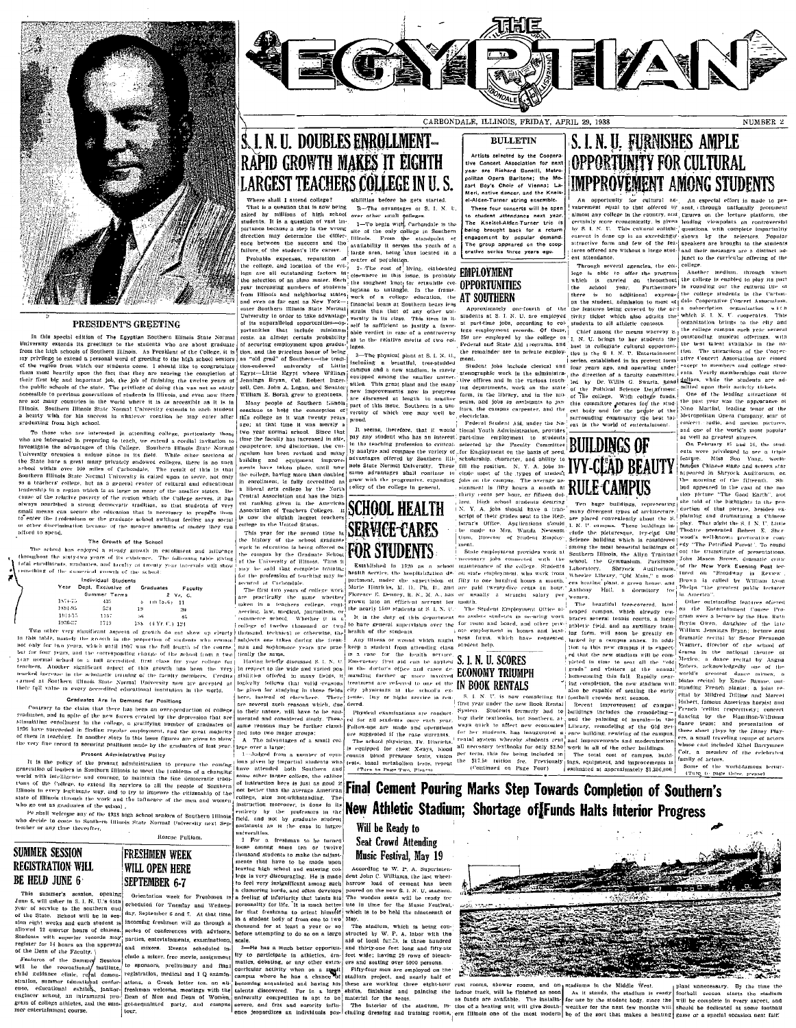# THE EGYPTIAN

CARBONDALE, ILLINOIS, FRIDAY, APRIL 29, 1938 — NUMBER 2

## PRESIDENT'S GREETING

In this special edition of The Egyptian Southern Illinois State Normal University extends its greetings to the students who are about graduating from the high schools of Southern Illinois. As President of the College, it is my privilege to extend a personal word of greeting to the high school seniors of the region from which our students come. I should like to congratulate them most heartily upon the fact that they are nearing the completion of their first big and important job, the job of finishing the twelve years of the public schools of the state. The privilege of doing this was not so easily accessible to previous generations of students in Illinois, and even now there are not many countries in the world where it is as accessible as it is in Illinois. Southern Illinois State Normal University extends to each student a hearty wish for his success in whatever vocation he may enter after graduating from high school.

To those who are interested in attending college, particularly those who are interested in preparing to teach, we extend a cordial invitation to investigate the advantages of this College. Southern Illinois State Normal University occupies a unique place in its field. While other sections of the State have a great many privately endowed colleges, there is no such school within over 100 miles of Carbondale. The result of this is that Southern Illinois State Normal University is called upon to serve not only as a teachers' college, but as a general center of cultural and educational leadership in a region which is as large as many of the smaller states. Because of the relative poverty of the region which the College serves, it has always nourished a strong democratic tradition, so that students of very small means can secure the education that is necessary to prepare them to enter the professions or the graduate school without feeling any social or other discrimination because of the meager amounts of money they can afford to spend.

### The Growth of the School

The school has enjoyed a steady growth in enrollment and influence throughout the sixty-two years of its existence. The following table giving total enrollments, graduates, and faculty at twenty year intervals will show something of the numerical growth of the school.

| Year | Individual Students Dept. Exclusive of Summer Terms | Graduates 4 yr. | Graduates 2 Yr. C. | Faculty |
|---|---|---|---|---|
| 1874-75 | 425 | 5 | 1(0 (3.6) | 11 |
| 1894-95 | 524 | 19 | | 20 |
| 1914-15 | 1157 | 56 | | 45 |
| 1936-37 | 1719 | 188 | (4 Yr C) | 121 |

Two other very significant aspects of growth do not show up clearly in this table, namely the growth in the proportion of students who remain not only for two years, which until 1907 was the full length of the course, but for four years, and the corresponding change of the school from a two year normal school to a full accredited first class four year college for teachers. Another significant aspect of this growth has been the very marked increase in the scholastic training of the faculty members. Credits earned at Southern Illinois State Normal University now are accepted at their full value in every accredited educational institution in the world.

### Graduates Are in Demand for Positions

Contrary to the claim that there has been an over-production of college graduates, and in spite of the new forces created by the depression that are stimulating enrollment in the college, a gratifying number of graduates of 1936 have succeeded in finding regular employment, and the great majority of them in teaching. In another story in this issue figures are given to show the very fine record in securing positions made by the graduates of last year.

### Present Administrative Policy

It is the policy of the present administration to prepare the coming generation of leaders in Southern Illinois to meet the problems of a changing world with intelligence and courage, to maintain the fine democratic traditions of the College, to extend its services to all the people of Southern Illinois in every legitimate way, and to try to improve the citizenship of the state of Illinois through the work and the influence of the men and women who go out as graduates of the school.

We shall welcome any of the 1938 high school seniors of Southern Illinois who decide to come to Southern Illinois State Normal University next September or any time thereafter.

Roscoe Pulliam.

## SUMMER SESSION REGISTRATION WILL BE HELD JUNE 6

This summer's session, opening June 6, will usher in S. I. N. U.'s 65th year of service to the southern end of the State. School will be in session eight weeks and each student is allowed 12 quarter hours of classes. Students with superior records may register for 14 hours on the approval of the Dean of the Faculty.

Features of the Summer Session will be the recreational institute, child guidance clinic, rural demonstration, summer educational conference, educational exhibits, janitor-engineer school, an intramural program of college athletes, and the summer entertainment course.

## FRESHMEN WEEK WILL OPEN HERE SEPTEMBER 6-7

Orientation week for Freshmen is scheduled for Tuesday and Wednesday, September 6 and 7. At that time incoming freshmen will go through a series of conferences with advisors, parties, entertainments, examinations, and mixers. Events scheduled include a mixer, free movie, assignment to sponsors, preliminary and final registration, medical and I Q examinations, a Greek letter tea, an all-freshman welcome, meetings with the Dean of Men and Dean of Women, get-acquainted party, and campus tour.

## S. I. N. U. DOUBLES ENROLLMENT— RAPID GROWTH MAKES IT EIGHTH LARGEST TEACHERS COLLEGE IN U. S.

Where shall I attend college? That is a question that is now being asked by millions of high school students. It is a question of vast importance because a step in the wrong direction may determine the difference between the success and the failure of the student's life career.

Probable expenses, reputation of the college, and location of the college are all outstanding factors in the selection of an alma mater. Each year increasing numbers of students from Illinois and neighboring states and even as far east as New York—enter Southern Illinois State Normal University in order to take advantage of its unparalleled opportunities—opportunities that include minimum costs, an almost certain probability of securing employment upon graduation, and the priceless honor of being an "old grad" of Southern—the tradition-endowed university of Little Egypt—Little Egypt where William Jennings Bryan, Col. Robert Ingersoll, Gen. John A. Logan, and Senator William E. Borah grew to greatness.

Many people of Southern Illinois continue to hold the conception of this college as it was twenty years ago; at that time it was merely a two year normal school. Since that time the faculty has increased in size, competence, and distinction, the curriculum has been revised and many building and equipment improvements have taken place, until now the college, having more than doubled in enrollment, is fully accredited as a liberal arts college by the North Central Association and has the highest ranking given in the American Association of Teachers Colleges. It is now the eighth largest teachers college in the United States.

This year for the second time in the history of the school graduate work in education is being offered on the campus by the Graduate School of the University of Illinois. Thus it may be said that complete training for the profession of teaching may be secured at Carbondale.

The first two years of college work are practically the same whether taken in a teachers college, engineering, law, medical, journalism, or commerce school. Whether it is a college of twelve thousand or two thousand students or otherwise, the subjects one takes during the freshman and sophomore years are practically the same.

Having briefly discussed S. I. N. U. in respect to the wide and varied possibilities offered in many fields, it logically follows that valid reasons be given for studying in those fields here, instead of elsewhere. There are several such reasons which, due to their nature, will have to be enumerated and considered singly. These same reasons may be further classified into two major groups:

A. The advantages of a small college over a large:

1—Judged from a number of opinions given by impartial students who have attended both Southern and some other larger college, the calibre of instruction here is just as good if not better than the average American college, size not-withstanding. The instruction, moreover, is done in its entirety by the professors in the field, and not by graduate student assistants as is the case in larger universities.

2 For a freshman to be turned loose among some ten or twelve thousand students to make the adjustments that has to be made upon leaving high school and entering college is very discouraging. He is made to feel very insignificant among such a clamoring horde, and often develops a feeling of inferiority that taints his personality for life. It is much better for that freshman to orient himself in a student body of from one to two thousand for at least a year or so before attempting to do so on a large scale.

3—He has a much better opportunity to participate in athletics, dramatics, debating, or any other extra-curricular activity when on a small campus where he has a chance of becoming acquainted and having his talents discovered. For in a large university competition is apt to be severe, and frat and sorority influence jeopardizes an individuals possibilities before he gets started.

B—The advantages of S. I. N. U. over other small colleges.

1—To begin with, Carbondale is the site of the only college in Southern Illinois. From the standpoint of availability it serves the youth of a large area, being thus located in a center of population.

2. The cost of living, elaborated elsewhere in this issue, is probably the toughest knot for ersatwhile collegians to untangle. In the framework of a college education, the financial beam at Southern bears less strain than that of any other university in its class. This item in itself is sufficient to justify a favorable verdict in case of a controversy as to the relative merits of two colleges.

3—The physical plant at S. I. N. U., including a beautiful, tree-studded campus and a new stadium, is rarely equipped among the smaller universities. This great plant and the many new improvements now in progress are discussed at length in another part of this issue. Southern is a university of which one may well be proud.

It seems, therefore, that it would pay any student who has an interest in the teaching profession to critically analyze and compare the variety of advantages offered by Southern Illinois State Normal University. These same advantages shall continue to grow with the progressive, expanding policy of the college in general.

## SCHOOL HEALTH SERVICE CARES FOR STUDENTS

Established in 1920 as a school health service, the hospitalization department, under the supervision of Marie Hinrichs, M. D., Ph. D., and Florence C. Denney, R. N., M. A., has grown into an efficient servant for the nearly 1500 students at S. I. N. U.

It is the duty of this department to have general supervision over the health of the students.

Any illness or wound which might keep a student from attending class is a case for the health service. Emergency first aid can be applied in the doctor's office, and cases demanding further or more involved treatment are referred to one of the city physicians at the school's expense. Day or night service is rendered.

Physical examinations are conducted for all students once each year. Follow-ups are made and operations are suggested if the case warrants.

The school physician, Dr. Hinrichs, is equipped for chest X-rays, blood counts, blood pressure tests, urine tests, basal metabolism tests, repeat (Turn to Page Two, Please)

## BULLETIN

Artists selected by the Cooperative Concert Association for next year are Richard Bonelli, Metropolitan Opera Baritone; the Mozart Boy's Choir of Vienna; La-Meri, native dancer, and the Kneisel-Alden-Turner string ensemble.

These four concerts will be open to student attendance next year. The Kneisel-Alden-Turner trio is being brought back for a return engagement by popular demand. The group appeared on the cooperative series three years ago.

## EMPLOYMENT OPPORTUNITIES AT SOUTHERN

Approximately one-fourth of the students at S. I. N. U. are employed at part-time jobs, according to college employment records. Of these, 250 are employed by the college on Federal and State Aid programs, and the remainder are in private employment.

Student jobs include clerical and stenographic work in the administrative offices and in the various teaching departments, work on the state farm, in the library, and in the science and jobs as assistants to janitors, the campus carpenter, and the electrician.

Federal Student Aid, under the National Youth Administration, provides part-time employment to students selected by the Faculty Committee for Employment on the basis of need, scholarship, character, and ability to fill the position. N. Y. A. jobs include most of the types of student jobs on the campus. The average assignment is fifty hours a month at thirty cents per hour, or fifteen dollars. High school students desiring N. Y. A. jobs should have a transcript of their grades sent to the Registrar's Office. Applications should be made to Mrs. Wanda Newsum Gum, Director of Student Employment.

State employment provides work at necessary jobs connected with the maintenance of the college. Students on state employment work from fifty to one hundred hours a month, are paid twenty-five cents an hour, or usually a straight salary per month.

The Student Employment Office also assists students in securing work for room and board, and other private employment in homes and business firms which have requested student help.

## S. I. N. U. SCORES ECONOMY TRIUMPH IN BOOK RENTALS

S. I. N. U. is now completing its first year under the new Book Rental System. Students formerly had to buy their textbooks, but Southern, always quick to affect new economies for her students, has inaugurated a rental system whereby students rent all necessary textbooks for only $2.50 per term, this fee being included in the $17.50 tuition fee. Previously (Continued on Page Four)

## S. I. N. U. FURNISHES AMPLE OPPORTUNITY FOR CULTURAL IMPPROVEMENT AMONG STUDENTS

An opportunity for cultural advancement equal to that offered by almost any college in the country, and certainly more economically, is given by S. I. N. U. This cultural enrichment is done up in an exceedingly attractive form and few of the features offered are without a large student attendance.

Through several agencies, the college is able to offer the program which is carried on throughout the school year. Furthermore there is no additional expense on the students, admission to most of the features being covered by the activity ticket which also admits the students to all athletic contests.

Chief among the means whereby S. I. N. U. brings to her students the best in collegiate cultural opportunities is the S. I. N. U. Entertainment series, established in its present form four years ago, and operating under the direction of a faculty committee, led by Dr. Willis G. Swartz, head of the Political Science Department of the college. With college funds, this committee secures for the student body and for the people of the surrounding community the best talent in the world of entertainment.

An especial effort is made to present, through nationally prominent figures on the lecture platform, the leading viewpoints on controversial questions with complete impartiality shown by the selectors. Popular speakers are brought to the students and their messages are a distinct adjunct to the curricular offering of the college.

Another medium through which the college is enabled to play its part in rounding out the cultural life of the college students is the Carbondale Cooperative Concert Association, a subscription organization with which S. I. N. U. cooperates. This organization brings to the city and the college campus each year several outstanding musical offerings, with the best that is available in the nation. The attractions of the Cooperative Concert Association are closed except to members and college students. Yearly membership cost three dollars, while the students are admitted upon their activity tickets.

One of the leading attractions of the past year was the appearance of Nino Martini, leading tenor of the Metropolitan Opera Company, star of concert, radio, and motion pictures, and one of the world's most popular as well as greatest singers.

On February 15 and 16, the students were privileged to see a triple feature. Miss Soo Yong, world-famous Chinese stage and screen star appeared in Shryock Auditorium on the morning of the fifteenth. She had appeared in the cast of the motion picture "The Good Earth", and she told of the highlights in the production of that picture, besides explaining and dramatizing a Chinese play. That night the S. I. N. U. Little Theatre presented Robert E. Sherwood's well-known provocative comedy "The Petrified Forest". To round out the triumvirate of presentations, John Mason Brown, dramatic critic of the New York Evening Post lectured on "Broadway in Review". Brown is called by William Lyon Phelps "the greatest public lecturer in America".

Other outstanding features offered on the Entertainment Course Program were a lecture by the Hon. Ruth Bryan Owen, daughter of the late William Jennings Bryan; lecture and dramatic recital by Senor Fernando Wagner, director of the school of drama in the national theatre of Mexico; a dance recital by Angna Enters, acknowledged one of the world's greatest dance mimes; a piano recital by Emile Baume, outstanding French pianist; a joint recital by Mildred Dilling and Marcel Hubert, famous American harpist and French 'cellist respectively; concert dancing by the Hamilton-Williams dance team; and presentation of three short plays by the Jitney Players, a small traveling troupe of actors whose cast included Ethel Barrymore Colt, a member of the celebrated family of actors.

Some of the world-famous lecturers (Turn to page three, please)

## BUILDINGS OF IVY-CLAD BEAUTY RULE CAMPUS

Ten large buildings, representing many divergent types of architecture, are placed conveniently about the S. I. N. U. campus. These buildings include the picturesque, ivy-clad Old Science building which is considered among the most beautiful buildings of Southern Illinois, the Allyn Training School, the Gymnasium, Parkinson Laboratory, Shryock Auditorium, Wheeler Library, "Old Main," a modern heating plant, a green house, and Anthony Hall, a dormitory for women.

The beautiful tree-covered, landscaped campus, which already embraces several tennis courts, a large athletic field, and an auxiliary training farm, will soon be greatly enhanced by a campus annex. In addition to this new campus it is expected that the new stadium will be completed in time to seat all the "old grads" and visitors at the annual homecoming this fall. Rapidly nearing completion, the new stadium will also be capable of seating the early football crowds next season.

Recent improvement of campus buildings includes the remodeling—and the painting of murals—in the Library, remodeling of the Old Science building, rewiring of the campus and improvements and modernization work in all of the other buildings.

The total cost of campus, buildings, equipment, and improvements is estimated at approximately $1,300,000.

## Final Cement Pouring Marks Step Towards Completion of Southern's New Athletic Stadium; Shortage of Funds Halts Interior Progress

### Will be Ready to Seat Crowd Attending Music Festival, May 19

According to W. P. A. Superintendent John C. Williams, the last wheelbarrow load of cement has been poured on the new S. I. N. U. stadium. The wooden seats will be ready for use in time for the Music Festival, which is to be held the nineteenth of May.

The stadium, which is being constructed by W. P. A. labor with the aid of local funds, is three hundred and thirty-one feet long and fifty-six feet wide; having 20 rows of bleachers and seating over 5000 persons.

Fifty-four men are employed on the stadium project, and nearly half of these are working three eight-hour shifts, finishing and painting the material for the seats.

The interior of the stadium, including dressing and training rooms, rest rooms, shower rooms, and an indoor track, will be finished as soon as funds are available. The installation of a heating unit will give Southern Illinois one of the most modern stadiums in the Middle West.

As it stands, the stadium is ready for use by the student body, since the weather for the next few months will be of the sort that makes a heating plant unnecessary. By the time the football season starts the stadium will be complete in every aspect, and should be dedicated at some football game or a special occasion next fall.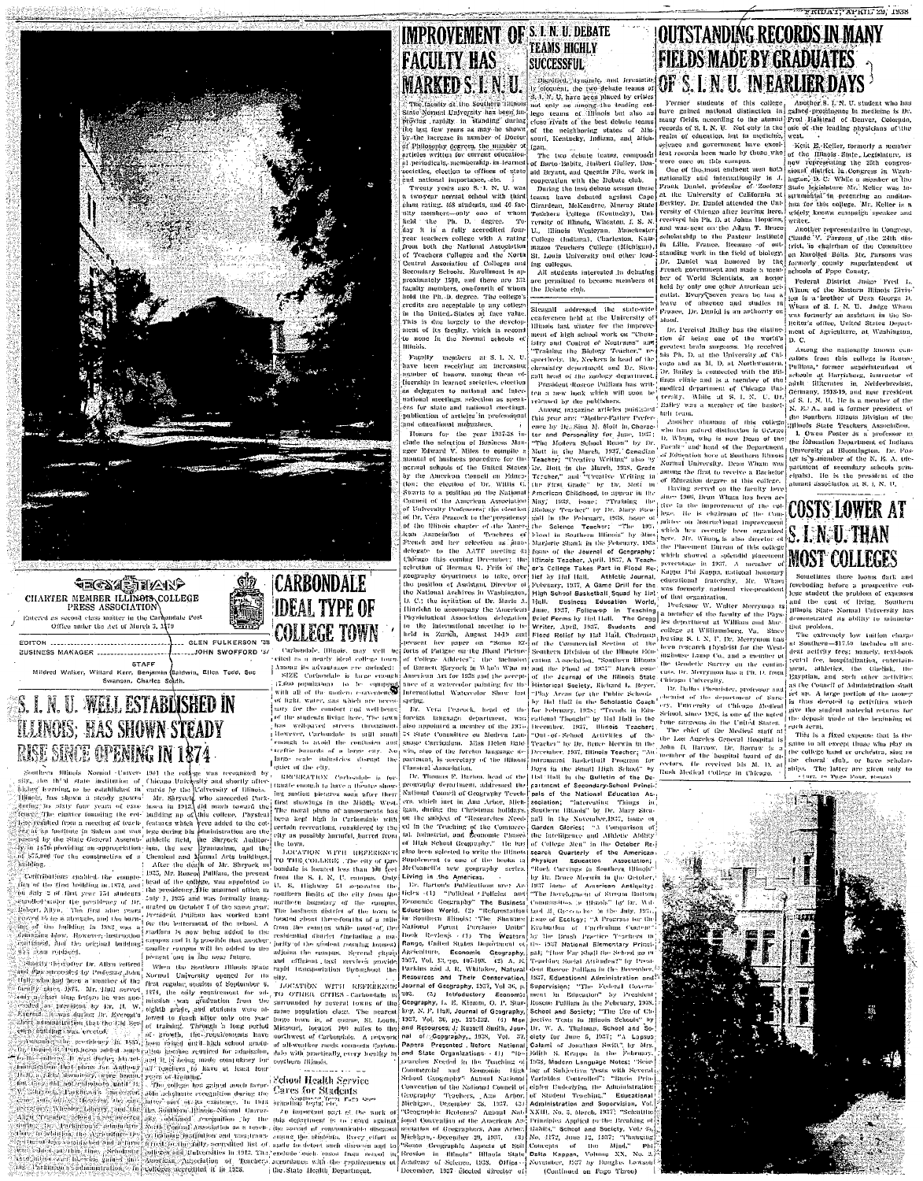# EGYPTIAN

CHARTER MEMBER ILLINOIS COLLEGE PRESS ASSOCIATION

Entered as second class matter in the Carbondale Post Office under the Act of March 3, 1879

EDITOR ............ GLEN FULKERSON '38
BUSINESS MANAGER ............ JOHN SWOFFORD '37

STAFF

Mildred Walker, Willard Kerr, Benjamin Baldwin, Ellen Todd, Sue Swanson, Charles Smith.

# S. I. N. U. WELL ESTABLISHED IN ILLINOIS; HAS SHOWN STEADY RISE SINCE OPENING IN 1874

Southern Illinois Normal University, the third state institution of higher learning to be established in Illinois, has shown a steady growth during its sixty four years of existence. The charter naming the college resulted from a meeting of teachers at an institute in Salem and was passed by the State General Assembly in 1869 providing an appropriation of $75,000 for the construction of a building.

Contributions enabled the completion of the first building in 1874, and on July 2 of that year 154 students enrolled under the presidency of Dr. Robert Allyn. The first nine years proved to be a struggle, and the burning of the building in 1883 was a crushing blow. However, instruction continued, and the original building was soon replaced.

Shortly thereafter Dr. Allyn retired and was succeeded by Professor John Hull, who had been a member of the faculty since 1875. Mr. Hull served only a short time before he was succeeded as president by Dr. H. W. Everest. It was during Dr. Everest's administration that the Old Science building was erected.

Assuming the presidency in 1895, Dr. Daniel B. Parkinson added much to the college. It was during his administration that the gymnasium (now the Allyn Training School), a dormitory, were begun; ... Mr. Parkinson's successor, ... Wheeler Library, ... Allyn Training School were erected ... Dr. Parkinson's administration ... ... was established and ... were added ... Shryock's administration. In 1913 the college was recognized by Chicago University and shortly afterwards by the University of Illinois.

Mr. Shryock, who succeeded Parkinson in 1913, did much toward the building up of this college. Physical features which were added to the college during his administration are the athletic field, the Shryock Auditorium, the new gymnasium, and the Chemical and Manual Arts buildings.

After the death of Mr. Shryock in 1935, Mr. Roscoe Pulliam, the present head of the college, was appointed to the presidency. He assumed office in July 1, 1935 and was formally inaugurated on October 1 of the same year. President Pulliam has worked hard for the betterment of the school. A stadium is now being added to the campus and it is possible that another, smaller campus will be added in the near future.

When the Southern Illinois State Normal University opened for the first regular session of September 6, 1874, the only requirement for admission was graduation from the eighth grade, and students were allowed to teach after only one year of training. Through a long period of growth, the requirements have been raised until high school graduation is now required for admission, and it is being made compulsory for all teachers to have at least four years of training.

The college has gained much favor ... adequate recognition during the latter part of its existence. In 1918 the Southern Illinois Normal University obtained recognition by the North Central Association as a teacher-training institution and was given a rating in the fully accredited list of ... and Universities in 1927. The American Association of Teachers Colleges accredited it in 1928.

# CARBONDALE IDEAL TYPE OF COLLEGE TOWN

Carbondale, Illinois, may well be called in a nearly ideal college town. Among its advantages are included:

SIZE. Carbondale is large enough (7,000 population) to be equipped with all of the modern conveniences of light, water, gas which are necessary for the comfort and well-being of the students living here. The town has well-paved streets throughout. However, Carbondale is still small enough to avoid the confusion and traffic hazards of a large city. No large scale industries disrupt the quiet of the city.

RECREATION. Carbondale is fortunate enough to have a theatre showing motion pictures soon after their first showings in the Middle West. The moral plane of amusements has been kept high in Carbondale with certain recreations, considered by the city as possibly harmful, barred from the town.

LOCATION WITH REFERENCE TO THE COLLEGE. The city of Carbondale is located less than 200 feet from the S. I. N. U. campus. Only U. S. Highway 51 separates the southern limits of the city from the northern boundary of the campus. The business district of the town is located about three-fourths of a mile from the campus while most of the residential district (including a majority of the student rooming houses) adjoins the campus. Several glassy and efficient taxi services provide rapid transportation throughout the city.

LOCATION WITH REFERENCE TO OTHER CITIES. Carbondale is surrounded by several towns of the same population class. The nearest large town is, of course, St. Louis, Missouri, located 100 miles to the northwest of Carbondale. A network of all-weather roads connects Carbondale with practically every locality in southern Illinois.

## School Health Service Cares for Students

(Continued from Page One)

... regarding health, etc.

An important part of the work of this department is to guard against the spread of communicable diseases among the students. Every effort is made to detect such diseases and to exclude such cases from school in accordance with the requirements of the State Health Department.

# IMPROVEMENT OF FACULTY HAS MARKED S. I. N. U.

The faculty at the Southern Illinois State Normal University has been improving rapidly in 'standing' during the last few years as may be shown by the increase in number of Doctor of Philosophy degrees, the number of articles written for current educational periodicals, membership in learned societies, election to offices of state and national importance, etc.

Twenty years ago S. I. N. U. was a two-year normal school with third class rating, 468 students, and 46 faculty members—only one of whom held the Ph. D. degree. Today it is a fully accredited four-year teachers college with A rating from both the National Association of Teachers Colleges and the North Central Association of Colleges and Secondary Schools. Enrollment is approximately 1500, and there are 131 faculty members, one-fourth of whom hold the Ph. D. degree. The college's credits are acceptable to any college in the United States at face value. This is due largely to the development of its faculty, which is second to none in the Normal schools of Illinois.

Faculty members at S. I. N. U. have been receiving an increasing number of honors, among them officership in learned societies, election as delegates to national and international meetings, selection as speakers for state and national meetings, publication of articles in professional and educational magazines.

Honors for the year 1937-38 include the selection of Business Manager Edward V. Miles to compile a manual of business procedure for the normal schools of the United States by the American Council on Education; the election of Dr. Willis G. Swartz to a position on the National Council of the American Association of University Professors; the election of Dr. Vera Peacock to the presidency of the Illinois chapter of the American Association of Teachers of French and her selection as state delegate to the AATF meeting in Chicago this coming December; the selection of Herman G. Fritz of the geography department to take over the position of Assistant Director of the National Archives in Washington, D. C.; the invitation of Dr. Marie A. Hinrichs to accompany the American Physiological Association delegation to the international meeting to be held in Zurich, August 14-19 and present her paper on "Some Effects of Fatigue on the Blood Picture of College Athletes"; the inclusion of Burnett Shryock in Who's Who in American Art for 1938 and the acceptance of a watercolor painting for the International Watercolor Show last spring.

Dr. Vera Peacock, head of the foreign language department, was also appointed a member of the 1937-38 State Committee on Modern Language Curriculum. Miss Helen Baldwin, also of the foreign language department, is secretary of the Illinois Classical Association.

Dr. Thomas F. Barton, head of the geography department, addressed the National Council of Geography Teachers, which met in Ann Arbor, Michigan, during the Christmas holidays, on the subject of "Researches Needed in the Teaching of the Commercial and Economic Phases of High School Geography." He has also been selected to write the Illinois Supplement to one of the books in McConnell's new geography series, Living in the Americas.

Dr. Barton's publications are: Articles—(1) "Political Policies and Economic Geography," The Business Education World. (2) "Reforestation in Southern Illinois: The Shawnee National Forest Purchase Units" by Ruth Fredrick. (3) "The Western Range, United States Department of Agriculture, Economic Geography, 1937, Vol. 13, pp. 107-108. (4) A. K. Lobeck, 'Geomorphology,' Journal of Geography, 1937, Vol 36, p. 203. (5) Introductory Economic Geography, L. E. Klimm, O. P. Starkey, N. F. Hall, Journal of Geography, 1937, Vol. 36, pp. 121-122. (6) Men and Resources, J. Russell Smith, Journal of Geography, 1938, Vol. 37, Papers Presented Before National and State Organizations—(1) "Researches Needed in the Teaching of Commercial and Economic High School Geography," Annual National Convention of the National Council of Geography Teachers, Ann Arbor, Michigan, December 28, 1937. (2) "Geography Students," Annual National Convention of the American Association of Geographers, Ann Arbor, Michigan, December 29, 1937. (3) "Some Geographic Aspects of Soil Erosion in Illinois," Illinois State Academy of Science, 1938. Office—December, 1937 elected director of

# S. I. N. U. DEBATE TEAMS HIGHLY SUCCESSFUL

Dignified, dynamic, and irresistibly eloquent, the two debate teams of S. I. N. U. have been placed by critics not only as among the leading college teams of Illinois but also as close rivals of the best debate teams of the neighboring states of Missouri, Kentucky, Indiana, and Michigan.

The two debate teams, composed of Berte Bohitz, Hulbert Gulley, Donald Bryant, and Quentin File, work in cooperation with the Debate club.

During the last debate season these teams have debated against Cape Girardeau, McKendree, Murray State Teachers College (Kentucky), University of Illinois, Wheaton, I. S. N. U., Illinois Wesleyan, Manchester College (Indiana), Charleston, Kalamazoo Teachers College (Michigan), St. Louis University and other leading colleges.

All students interested in debating are permitted to become members of the Debate club.

Steagall addressed the state-wide conference held at the University of Illinois last winter for the improvement of high school work on "Chemistry and Control of Neurons" and "Training the Biology Teacher," respectively. Dr. Neckers is head of the chemistry department and Dr. Steagall head of the zoology department.

President Roscoe Pulliam has written a new book which will soon be released by the publishers.

Among magazine articles published this year are: "Mother-Father Preference by Dr. Sina M. Mott in Character and Personality for June, 1937; "The Modern School Rose" by Dr. Mott in the March, 1937, Canadian Teacher; "Creative Writing" also by Dr. Mott in the March, 1938, Grade Teacher, and "Creative Writing in the First Grade" by Dr. Mott in American Childhood, to appear in the May, 1938, issue; "Training the Biology Teacher" by Dr. Mary Steagall in the February, 1938, issue of the Science Teacher; "The 1937 Flood in Southern Illinois" by Miss Marjorie Shank in the February, 1938 issue of the Journal of Geography; Illinois Teacher, April, 1937, A Teacher's College Takes Part in Flood Relief by Hal Hall. Athletic Journal, February, 1937, A Game Drill for the High School Basketball Squad by Hal Hall. Business Education World, June, 1937, Follow-up in Teaching Brief Forms by Hal Hall. The Gregg Writer, April, 1937, Students and Flood Relief by Hal Hall, Chairman of the Commercial Section of the Southern Division of the Illinois Education Association. "Southern Illinois and the Flood of 1937" March issue of the Journal of the Illinois State Historical Society, Richard L. Beyer. "Play Areas for the Public Schools" by Hal Hall in the Scholastic Coach for February, 1938; "Trends in Educational Thought" by Hal Hall in the December, 1937, Illinois Teacher; "Out-of-School Activities of the Teacher" by Dr. Bruce Merwin in the December, 1937, Illinois Teacher; "An Intramural Basketball Program for Boys in the Small High School," by Hal Hall in the Bulletin of the Department of Secondary-School Principals of the National Education Association; "Interesting Plants in Southern Illinois" by Dr. Mary Steagall in the November, 1937, issue of Garden Glories; "A Comparison of the Intelligence and Athletic Ability of College Men" in the October Research Quarterly of the American Physical Education Association; "Rock Carvings in Southern Illinois" by Dr. Bruce Merwin in the October, 1937 issue of American Antiquity; "The Development of Stream Pattern ... in Illinois" by Dr. W. ... Cheng ... in the July, 1937, issue of Ecology; "A Program for the Evaluation of Curriculum Content" by Ruth Fredrick, Practice Teachers in the 1937 National Elementary Principal; "How Far Shall the School go in Teaching Social Attitudes?" by President Roscoe Pulliam in the December, 1937, Educational Administration and Supervision; "The Federal Government in Education" by President Roscoe Pulliam in the February, 1938, School and Society; "The Use of Objective Tests in Illinois Schools" by Dr. W. A. Thalman, School and Society for June 5, 1937; "A Lapsus Calami of Jonathan Swift" by Mrs. Edith S. Krappe in the February, 1938, Modern Language Notes; "Scaling of Subjective Tests with Several Variables Controlled"; "Basic Principles Underlying the Administration of Student Teaching," Educational Administration and Supervision, Vol. XXIII, No. 3, March, 1937; "Some Principles Applied to the Breaking of Habits," School and Society, Vol. 45, No. 1172, June 12, 1937; "Changing Concepts of the Mind," Delta Kappan, Volume XX, No. 3, November, 1937 by Douglas Lawson

(Continued on Page Three)

# OUTSTANDING RECORDS IN MANY FIELDS MADE BY GRADUATES OF S. I. N. U. IN EARLIER DAYS

Former students of this college have gained national distinction in many fields, according to the alumni records of S. I. N. U. Not only in the realm of education, but in medicine, science and government have excellent records been made by those who were once on this campus.

One of the most eminent men both nationally and internationally is J. Frank Daniel, professor of Zoology at the University of California at Berkeley. Dr. Daniel attended the University of Chicago after leaving here, received his Ph. D. at Johns Hopkins, and was sent on the Adam T. Bruce scholarship to the Pasteur Institute in Lille, France. Because of outstanding work in the field of biology, Dr. Daniel was honored by the French government and made a member of World Scientists, an honor held by only one other American scientist. Every seven years he has a leave of absence and studies in France. Dr. Daniel is an authority on blood.

Dr. Percival Bailey has the distinction of being one of the world's greatest brain surgeons. He received his Ph. D. at the University of Chicago and an M. D. at Northwestern. Dr. Bailey is connected with the Billings clinic and is a member of the medical department of Chicago University. While at S. I. N. U. Dr. Bailey was a member of the basketball team.

Another alumnus of this college who has gained distinction in education is Dr. Wham, who is now Dean of the Faculty and head of the Department of Education here at Southern Illinois Normal University. Dean Wham was among the first to receive a Bachelor of Education degree at this college.

Having served on the faculty here since 1908, Dean Wham has been active in the improvement of the college. He is chairman of the Committee on Instructional Improvement which has recently been organized here. Mr. Wham is also director of the Placement Bureau of this college which showed a splendid placement percentage in 1937. A member of Kappa Phi Kappa, national honorary educational fraternity, Mr. Wham was formerly national vice-president of that organization.

Professor W. Walter Merryman is a member of the faculty of the Physics department at William and Mary college at Williamsburg, Va. Since leaving S. I. N. U. Dr. Merryman has been research physicist for the Westinghouse Lamp Co., and a member of the Geodetic Survey on the continent. Dr. Merryman has a Ph. D. from Chicago University.

Dr. Dallas Phemister, professor and chairman of the department of Surgery, University of Chicago Medical School, since 1926, is one of the best bone surgeons in the United States.

The chief of the Medical staff of the Los Angeles General Hospital is John H. Barrow. Dr. Barrow is a member of the hospital board of directors. He received his M. D. at Rush Medical College in Chicago.

Another S. I. N. U. student who has gained prominence in medicine is Dr. Fred Halstead of Denver, Colorado, one of the leading physicians of the west.

Kent E. Keller, formerly a member of the Illinois State Legislature, is now representing the 25th congressional district in Congress in Washington, D. C. While a member of the State legislature Mr. Keller was instrumental in procuring an auditorium for this college. Mr. Keller is a widely known campaign speaker and writer.

Another representative in Congress, Claude V. Parsons of the 24th district, is chairman of the Committee on Enrolled Bills. Mr. Parsons was formerly county superintendent of schools of Pope County.

Federal District Judge Fred L. Wham of the Eastern Illinois Division is a brother of Dean George D. Wham of S. I. N. U. Judge Wham was formerly an assistant in the Solicitor's office, United States Department of Agriculture, at Washington, D. C.

Among the nationally known educators from this college is Roscoe Pulliam, former superintendent of schools at Harrisburg, instructor of adult illiterates in Niederbreisig, Germany, 1918-19, and now president of S. I. N. U. He is a member of the N. E. A. and a former president of the Southern Illinois Division of the Illinois State Teachers Association.

I. Owen Foster is a professor in the Education Department of Indiana University at Bloomington. Dr. Foster is a member of the N. E. A. department of secondary schools principals. He is the president of the alumni association of S. I. N. U.

# COSTS LOWER AT S. I. N. U. THAN MOST COLLEGES

Sometimes there looms dark and foreboding before a prospective college student the problem of expenses and the cost of living. Southern Illinois State Normal University has demonstrated its ability to minimize that problem.

The extremely low tuition charge at Southern—$17.50 includes all student activity fees; namely, text-book rental, hospitalization, entertainment, athletics, the Obelisk, the Egyptian, and such other activities as the Council of Administration shall set up. A large portion of the money is thus devoted to activities which give the student material returns for the deposit made at the beginning of each term.

This is a fixed expense that is the same to all except those who play in the college band or orchestra, sing in the choral club, or have scholarships. The latter are given only to ...

(Turn to Page Four, Please)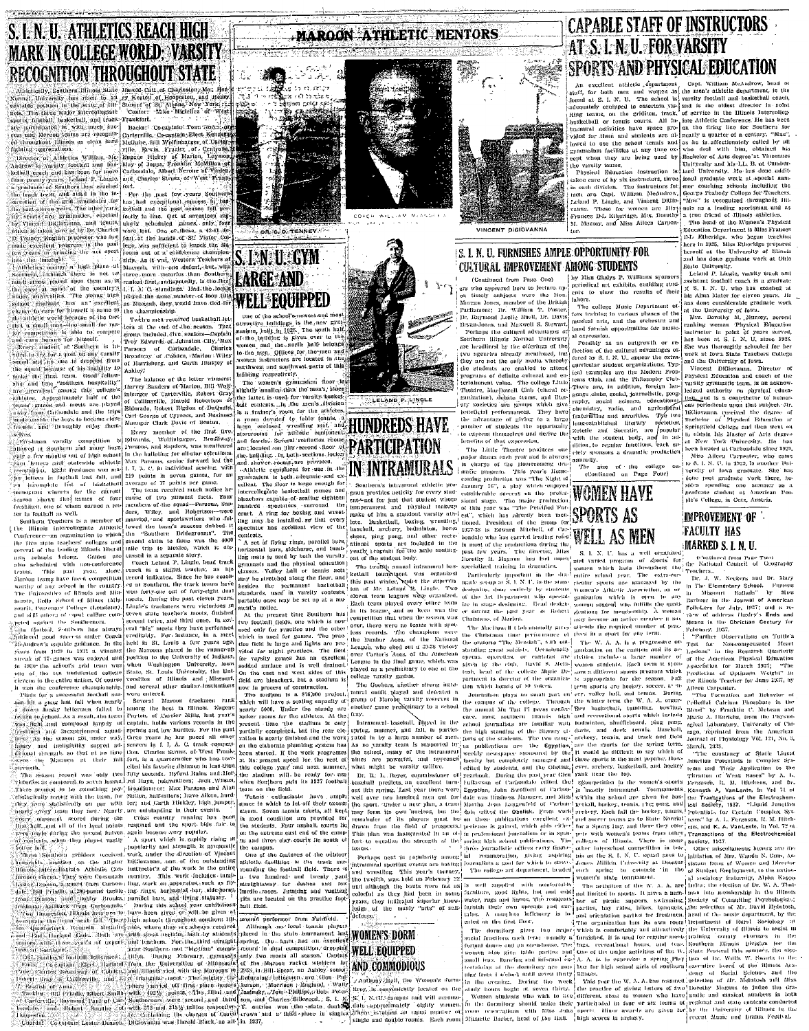# S. I. N. U. ATHLETICS REACH HIGH MARK IN COLLEGE WORLD: VARSITY RECOGNITION THROUGHOUT STATE

Athletically, Southern Illinois State Normal University has risen to an enviable position in the state of Illinois. The three major intercollegiate sports, football, basketball, and track, are participated in with much success and Maroon teams are recognized throughout Illinois as clean hard fighting aggregations.

Director of Athletics William McAndrew is varsity football and basketball coach and has been for more than twenty years. Leland P. Lingle, a graduate of Southern has coached the track team, and aided in the instruction of the grid mentors for the past eleven years. The other varsity sports are gymnastics, coached by Vincent DiGiovanna, and tennis, which is taken care of by Dr. Charles D. Tenney, English professor who has made excellent progress in the past few years in bringing the net sport into the limelight.

Athletic events, a high place at Southern, although there is not so much stress placed upon them as is the case at some of the country's major universities. The young athletes' college graduate has an excellent chance to earn for himself a name in the athletic world because of the fact that a small and not too small for major competition he is able to compete and earn honors for himself.

Every student at Southern is invited to try for a post on any varsity squad and no one is dropped from the squad because of his inability to make the first team. Good fellowship and true "southern hospitality" are prevalent among the college's athletes. Approximately half of the teams' games and meets are played away from Carbondale and the trips made enable the boys to become close friends and thoroughly enjoy themselves.

Freshman varsity competition is allowed at Southern and many boys only a few months out of high school earn letters and statewide athletic recognition. Eight freshmen won major letters in football last fall, and an incomplete list of basketball monogram winners for the current season shows that names of four freshmen, one of whom earned a letter in football as well.

Southern Teachers is a member of the Illinois Intercollegiate Athletic Conference—an organization in which the five state teachers colleges and several of the leading Illinois liberal arts schools belong. Games are also scheduled with non-conference teams. This past year, alone, Maroon teams have faced competition worthy of any school in the country. The Universities of Illinois and Minnesota, Bells School of Mines (Missouri), Centenary College (Louisiana), and still others of equal caliber competed against the Southerners.

In football, Southern has always achieved good success under Coach McAndrew's capable guidance. In the years from 1929 to 1931 a winning streak of 17 games was enjoyed and in 1930 the school's grid team was one of the ten undefeated college elevens in the entire nation. Of course it won the conference championship.

Plans for a successful football season hit a snag last fall when nearly a dozen husky lettermen failed to return to school. As a result, the team was light and composed largely of freshmen and inexperienced upperclassmen. As the season got under way, injury and ineligibility sapped additional strength, so that at no time were the Maroons at their full strength.

The season record was only two victories as compared to seven losses. There seemed to be something psychological the matter with the team, for they were statistically on par with nearly every team they met. Nearly every opponent scored during the first half, and all of the local points were made during the second halves of contests, when they played vastly better ball.

Three Maroon gridders received honorable mention on the all-star Illinois Intercollegiate Athletic Conference eleven. They were Co-captain Glen Gossman, named from Carterville, Bill Prindle, 200-pound tackle, from Benton, and Bobby Brooks, freshman halfback from Carbondale.

Two Innesens, Joseph Isaacs, who will captain the team next fall. The other Quadrangle Kenneth McGlothlin and Earl Harland Cade. Both are mentioned with the new captain as good men.

1937 Southern football lettermen:

Ends: Co-captain Glen Gossman, Carl Gatts, Broadway of Cobden, Robert Gray of Christopher, and F. Smith of Anna.

Tackles: Bill Prindle, Albert Smith of Carterville, Raymond Paul of Carterville, and Robert Bayles of Chicago Heights.

Guards: Co-captain Lester Dobson

Harold Catt of Charleston, Mo., Henry Keaton of Hoopeston, and Henry Stenzel of St. Albans, New York.

Center: Mike Micielica of West Frankfort.

Backs: Co-captain Tom Gooch of Carterville, Co-captain Elect Kenneth McGuire, Bill Wolfinbarger of Carterville, Erwin Frisler of Centralia, Eugene Hickey of Marion, Loyman May of Joppa, Franklin McMillan of Carbondale, Albert Nerone of Virden, and Charles Strusz of West Frankfort.

For the past few years Southern has had exceptional success in basketball and the past season fell perfectly in line. Out of seventeen regularly scheduled games, only four were lost. One of these, a 42-41 defeat at the hands of St. Viator College, was sufficient to knock the Maroons out of a conference championship. As it was, Western Teachers of Macomb, with one defeat, but with three more victories than Southern, ranked first, undisputedly, in the final I. I. A. C. standings. Had the locals played the same number of loop tilts as Macomb, they would have tied for the championship.

Twelve men received basketball letters at the end of the season. This group included five seniors—Captain Troy Edwards of Johnston City, Max Parsons of Carbondale, Charles Broadway of Cobden, Marion Wiley of Harrisburg, and Garth Hinkley of Ashley.

The balance of the letter winners: Harvey Sanders of Marion, Bill Wolfinbarger of Carterville, Robert Gray of Christopher, Harold Robertson of Eldorado, Robert Rigdon of DuQuoin, Carl George of Cypress, and Business Manager Jack Davis of Benton.

Every member of the first five, Edwards, Wolfinbarger, Broadway, Parsons, and Sanders, was mentioned in the balloting for all-star selections. Max Parsons, senior forward led the I. I. A. C. in individual scoring with 119 points in seven games, for an average of 17 points per game.

The team received much notice because of two unusual facts. Four members of the squad—Parsons, Sanders, Wiley, and Robertson—were married, and sportswriters who followed the team's success dubbed it the "Southern Bridegrooms". The second claim to fame was the 4000 mile trip to Mexico, which is discussed in a separate story.

Coach Leland P. Lingle, head track coach is a shifted teacher, as his record indicates. Since he has coached at Southern, the track teams have won forty-one out of forty-eight dual meets. During the past eleven years Lingle's trackmen were victorious in seven state teachers meets, finished second twice, and third once. In several "big" meets they have performed creditably. For instance, in a meet held in St. Louis a few years ago the Maroons placed in the runner-up position to the University of Indiana, when Washington University, Iowa State, St. Louis University, the Universities of Illinois and Missouri, and several other similar institutions were entered.

Several Maroon trackmen rank among the best in Illinois. Eugene Payton, of Carrier Mills, last year's captain, holds various records in the sprints and low hurdles. For the past three years he has been placed in all-star nominations. Charles Strusz, of West Frankfort, is a quartermiler who has excelled his favorite distance in less than fifty seconds. Byford Rains and Harrel Hays, polevaulters; Jack Wilson, broadjumper; Max Parsons and Joe Sutton, half-milers; Dave Allen, hurdler; and Garth Hinkley, high jumper, are outstanding in their events.

Cross country running has been resumed and the sport bids fair to again become very popular.

A sport which is rapidly rising in popularity and strength is gymnastics which, under the direction of Vincent DiGiovanna, one of the outstanding instructors of the work in the entire country. This work includes tumbling, work on apparatus, such as flying rings, horizontal bar, side horse, parallel bars, and flying stationary.

During this school year exhibitions have been given or will be given at high schools throughout southern Illinois, where they are always received with great acclaim, both by students and teachers. For the third straight year Southern met "big-time" competition. During February, gymnasts from the University of Minnesota and Illinois met with the Maroons in a triangular meet. The mighty Gophers carried off first place honors with 463½ points, the Illini came second with 373 and 31½ tallies respectively. Defending the charges of Coach DiGiovanna was Harold Black, an all-

# MAROON ATHLETIC MENTORS

DR. C. D. TENNEY

COACH WILLIAM McANDREW

VINCENT DiGIOVANNA

LELAND P. LINGLE

# S. I. N. U. GYM LARGE AND WELL EQUIPPED

One of the school's newest and most attractive buildings is the new gymnasium, built in 1925. The south half of the building is given over to the women, and the north half belongs to the men. Offices for the men and women instructors are located in the southwest and southwest parts of this building respectively.

The women's gymnasium floor is slightly smaller than the men's, since the latter is used for varsity basketball contests. In the men's division is a trainer's room for the athletes, a room devoted to table tennis, a large enclosed wrestling mat, and storerooms for athletic equipment and towels. Several recitation rooms are located on the second floor of the building. In both sections locker and shower rooms are provided.

Athletic equipment for use in the gymnasium is both adequate and excellent. The floor is large enough for intercollegiate basketball games and bleachers capable of seating eighteen hundred spectators surround the court. A ring for boxing and wrestling may be installed so that every spectator has excellent view of the contests.

A set of flying rings, parallel bars, horizontal bars, sidehorse, and tumbling mats is used by both the varsity gymnasts and the physical education classes. Volley ball or tennis sets may be stretched along the floor, and besides the permanent basketball standards, used in varsity contests, portable ones may be set up at a moment's notice.

At the present time Southern has two football fields, one which is now used only for practice and the other which is used for games. The practice field is large and lights are provided for night practices. The field for varsity games has an excellent sodded surface and is well drained. On the east and west sides of this field are bleachers, but a stadium is now in process of construction.

The stadium is a $76,500 project, which will have a seating capacity of nearly 5000. Under the study are locker rooms for the athletes. At the present time the stadium is only partially completed, but the rear elevation is nearly finished and the work on the elaborate plumbing system has been started. If the work progresses at the present speed for the rest of this college year and next summer, the stadium will be ready for use when Southern puts its 1937 football team on the field.

Tennis enthusiasts have ample space in which to let off their excess steam. Seven tennis courts, all kept in good condition are provided for the students. Four asphalt courts lie on the extreme east end of the campus and three clay courts lie south of the campus.

One of the features of the outdoor athletic facilities is the track surrounding the football field. There is a two hundred and twenty yard straightaway for dashes and low hurdle races. Jumping and vaulting pits are located on the practice football field.

around performer from Fairfield.

Although no local tennis players placed in the state tournament last spring, the team had an excellent record in dual competition, dropping only two meets all season. Captain of the Maroon racket wielders in 1938 is Bill Spear, an Aniley junior. Spear, Gene Pankey, and a third-place in singles. The team had good men that are expected to be in the league. Lettermen are Glen Fulkerson, Morrison; England, Wally Bankey, Tom Phillips, Bob Peterson, and Charles Silkwood. S. I. N. U. entries won the state doubles crown and a third place in singles in 1937.

# HUNDREDS HAVE PARTICIPATION IN INTRAMURALS

Southern's intramural athletic program provides activity for every student—not for just that student whose temperament and physical makeup make of him a standout varsity athlete. Basketball, boxing, wrestling, baseball, archery, badminton, horseshoes, ping pong, and other recreational sports are included in the yearly program for the male contingent of the student body.

The twenty annual intramural basketball tournament was organized this past winter under the supervision of Mr. Leland P. Lingle. Two dozen team leagues were organized. Each team played every other team in its league, and so keen was the competition that when the season was over, there were no teams with spotless records. The champions were the Dunbar Aces, of the National League, who eked out a 23-18 victory over Carter's Aces, of the American League in the final game, which was played as a preliminary to one of the college varsity games.

The Goobers, another strong intramural outfit, played and defeated a group of Maroon varsity reserves in another game preliminary to a school fray.

Intramural baseball, played in the spring, summer, and fall, is participated in by a large number of men. As no varsity team is supported by the school, many of the intramural teams are powerful, and represent what might be varsity calibre.

Dr. R. L. Beyer, commissioner of baseball predicts, an excellent turnout this spring. Last year there were well over two hundred men out for the sport. Under a new plan, a team may form its own nucleus, but the remainder of its players must be drawn from the field of prospects. This plan was inaugurated in an effort to equalize the strength of the teams.

Perhaps next in popularity among intramural sporting events are boxing and wrestling. This year's tourney, the twelfth, was held on February 22 and although the bouts were not as colorful as they have been in recent years, they indicated superior knowledge of the manly "arts" of self-defense.

# WOMEN'S DORM WELL EQUIPPED AND COMMODIOUS

Anthony Hall, the Women's dormitory, is conveniently located on the S. I. N. U. campus and will accommodate approximately eighty women. There is about an equal number of single and double rooms. Each room

# CAPABLE STAFF OF INSTRUCTORS AT S. I. N. U. FOR VARSITY SPORTS AND PHYSICAL EDUCATION

An excellent athletic department staff, for both men and women is found at S. I. N. U. The school is adequately equipped to entertain visiting teams on the gridiron, track, basketball or tennis courts. All intramural activities have space provided for them and students are allowed to use the school tennis and gymnasium facilities at any time except when they are being used by the varsity teams.

Physical Education instruction is taken care of by six instructors, three in each division. The instructors for men are Capt. William McAndrew, Leland P. Lingle, and Vincent DiGiovanna. Those for women are Miss Frances D-L Etheridge, Mrs. Dorothy M. Muzzey, and Miss Aileen Carpenter.

Capt. William McAndrew, head of the men's athletic department, is the varsity football and basketball coach, and is the oldest director in point of service in the Illinois Intercollegiate Athletic Conference. He has been on the firing line for Southern for nearly a quarter of a century. "Mac", as he is affectionately called by all who deal with him, obtained his Bachelor of Arts degree at Vincennes University and his LL. B. at Cumberland University. He has done additional graduate work at special summer coaching schools including the George Peabody College for Teachers. "Mac" is recognized throughout Illinois as a leading sportsman and as a true friend of Illinois athletics.

The head of the Women's Physical Education Department is Miss Frances D-L Etheridge, who began teaching here in 1925. Miss Etheridge prepared herself at the University of Illinois and has done graduate work at Ohio State University.

Leland P. Lingle, varsity track and assistant football coach is a graduate of S. I. N. U. who has coached at his Alma Mater for eleven years. He has done considerable graduate work at the University of Iowa.

Mrs. Dorothy M. Muzzey, second ranking woman Physical Education instructor in point of years served, has been at S. I. N. U. since 1923. She was thoroughly schooled for her work at Iowa State Teachers College and the University of Iowa.

Vincent DiGiovanna, Director of Physical Education and coach of the varsity gymnastic team, is an acknowledged authority on physical education, and is a contributor to numerous periodicals upon that subject. Mr. DiGiovanna received the degree of Bachelor of Physical Education at Springfield College and then went on to obtain his Master of Arts degree at New York University. He has been located at Carbondale since 1929.

Miss Aileen Carpenter, who came to S. I. N. U. in 1933, is another University of Iowa graduate. She has done post graduate work there, besides spending one summer as a graduate student at American People's College, in Oetz, Austria.

# S. I. N. U. FURNISHES AMPLE OPPORTUNITY FOR CULTURAL IMPROVEMENT AMONG STUDENTS

(Continued from Page One)

urs who appeared here to lecture upon timely subjects were the Hon. Morgan Jones, member of the British Parliament; Dr. William T. Foster, Dr. Raymond Leslie Buell, Dr. Lucy Bryan Jones, and Kenneth S. Stewart.

Perhaps the cultural advantages of Southern Illinois Normal University are headlined by the offerings of the two separate literary societies, but they are not the only media whereby the students are enabled to attend programs of definite cultural and entertainment value. The college Little Theatre, Mayfowell Club (choral organization), debate teams, and literary societies are groups which give beneficial performances. They all have the advantage of giving to a large number of students the opportunity to express themselves and derive the benefits of that expression.

The Little Theatre produces one major drama each year and is always in charge of the Homecoming dramatic program. This year's Homecoming production was "The Queen's Husband" (on January 16"), a play which enjoyed considerable success on the professional stage. The major production of this year was "The Petrified Forest", which has already been mentioned. President of the group for 1937-38 is Edward Mitchell, of Carbondale who has carried leading roles in most of the productions during the past few years. The director, Miss Dorothy B. Magnus has had much specialized training in dramatics.

Particularly important in the dramatic setup at S. I. N. U. is the stage designing, done entirely by students of the Art Department who specialize in stage designing. Head designer during the past year is Robert Chamness, of Marion.

The MacDowell Club annually gives the Christmas time performance of the oratorio "The Messiah", with outstanding guest soloists. Occasionally operas, operettas, or cantatas are given by the club. David S. McIntosh, head of the college Music Department is director of the organization which boasts of 80 voices.

Journalism plays no small part on the campus of the college. Through the annual All Tau Pi news conference, most southern Illinois high school journalists are familiar with the high standing of the literary efforts of the students. The two campus publications are the Egyptian, weekly newspaper sponsored by the faculty but completely managed and edited by students, and the Obelisk, yearbook. During the past year Glen Fulkerson of Carbondale edited the Egyptian, John Swafford of Carbondale was Business Manager, and Miss Martha Jean Langenfeld of Carbondale edited the Obelisk. From work on these publications excellent students are trained for positions in professional journalism or in sponsoring high school publications. The three journalistic offices carry financial remuneration, making journalism a good fair which to serve.

The college art department, headed by Miss Gladys P. Williams sponsors periodical art exhibits, enabling students to show the results of their labors.

The college Music Department offers training in various phases of the musical arts, and the orchestra and band furnish opportunities for musical expression.

Possibly as an outgrowth or reflection of the cultural advantages offered by S. I. N. U., appear the extra-curricular student organizations. Typical examples are the Modern Problems Club, and the Philosophy Club. There are, in addition, foreign language clubs, social, journalistic, geography, social science, educational, chemistry, radio, and agricultural fraternities and sororities. The two long-established literary societies, Zetetic and Socratic, are popular with the student body, and in addition to regular functions, each society sponsors a dramatic production annually.

The size of the college campus (Continued on Page Four)

# WOMEN HAVE SPORTS AS WELL AS MEN

S. I. N. U. has a well organized and varied program of sports for women which lasts throughout the entire school year. The extra-curricular sports are managed by the Women's Athletic Association, an organization which is open to any woman student who fulfills the qualifications for membership. A woman may become an active member if she attends the required number of practices in a sport for one term.

The W. A. A. is a progressive organization on the campus and its activities include a large number of women students. Each term it sponsors a different sports program which is appropriate for the season. Fall term sports are hockey, soccer, archery, volley ball, and tennis. During the winter term the W. A. A. sponsors basketball, tumbling, bowling, and recreational sports which include badminton, shuffleboard, ping pong, darts, deck tennis, and hiking. Archery, tennis, and track and field are the sports for the spring term. It would be difficult to say which of these sports is the most popular. However, archery, basketball, and hockey rank near the top.

Competition in the women's sports is mostly intramural. Tournaments within the school are given for basketball, hockey, tennis, ping pong, and archery. Each fall the hockey, tennis, and soccer teams go to Blue Normal for a Sports Day, and there they compete with women's teams from other colleges of Illinois. There is some other intercollegiate competition in tennis as the S. I. N. U. team can reach James Millikin University at Decatur each spring to compete in the women's state tournament.

The privileges of the W. A. A. are not limited to sports. It gives a number of picnic suppers, swimming parties, hay rides, hikes, banquets, and orientation parties for freshmen. The organization has its own room which is comfortably and attractively furnished. It is used for regular meetings, recreational hours, and teas. One of the major activities of the W. A. A. is to sponsor a spring Play Day for high school girls of southern Illinois.

This year the W. A. A. has resumed the practice of giving letters of two different sizes to women who have participated in four or six teams of sports. Minor awards are given for high scores in archery.

is well supplied with comfortable furniture, good lights, hot and cold water, rugs and linens. The residents furnish their own spreads and curtains. A complete infirmary is located on the first floor.

The dormitory gives two major social functions each term, usually a formal dance and an open-house. The residents also give table parties and small teas. Dancing and informal entertaining of the dormitory are popular from 4 o'clock until seven thirty in the evening. During the week study hours begin at seven thirty.

Women students who wish to live in the dormitory should make their room reservations with Miss Julia Minnette Barker, head of the Hall.

# IMPROVEMENT OF FACULTY HAS MARKED S. I. N. U.

(Continued from Page Two)

the National Council of Geography Teachers.

Dr. J. W. Neckers and Mr. Marr in "The Elementary School". Papers in "Missouri Ballads" by Miss Barbour in the Journal of American Folk-Lore for July, 1937; and a review of address Huxley's Ends and Means in the Christian Century for February, 1937.

"Further Observations on Tuttle's Test for Non-conjugated Heart Lesions" in the Research Quarterly of the American Physical Education Association for March 1937; "The Prediction of Optimum Weight" in the Illinois Teacher for June 1937, by Aileen Carpenter.

"The Formation and Behavior of Colloidal Calcium Phosphate in the Blood" by Franklin C. McLean and Marie A. Hinrichs, from the Physiological Laboratory, University of Chicago, reprinted from the American Journal of Physiology Vol. 121, No. 3, March, 1938.

"The constancy of Static Liquid Junction Potentials in Complex Systems and Their Application to the Titration of Weak Bases" by A. L. Ferguson, R. M. Hitchens, and Dr. Kenneth A. VanLente, in Vol. 71 of the Transactions of the Electrochemical Society, 1937. "Liquid Junction Potentials for Certain Complex Systems" by A. L. Ferguson, R. M. Hitchens, and K. A. VanLente, in Vol. 72 of Transactions of the Electrochemical Society, 1937.

Other miscellaneous honors are the publication of Mrs. Wanda N. Stiles, assistant Dean of Women and Director of Student Employment, to the national sociology fraternity, Alpha Kappa Delta; the election of Dr. W. A. Thalman into membership in the Illinois Society of Consulting Psychologists; the selection of Mr. David McIntosh, head of the music department, by the Department of Rural Sociology of the University of Illinois to assist in training county chorus groups in the Southern Illinois division for the State Festival this summer, the election of Dr. Willis G. Swartz to the executive board of the Illinois Academy of Social Science, and the presence of Mr. McIntosh and Miss Dorothy Magnus to judge the dramatic and musical numbers in both regional and state contests conducted by the University of Illinois in the recent Music and Drama Festival.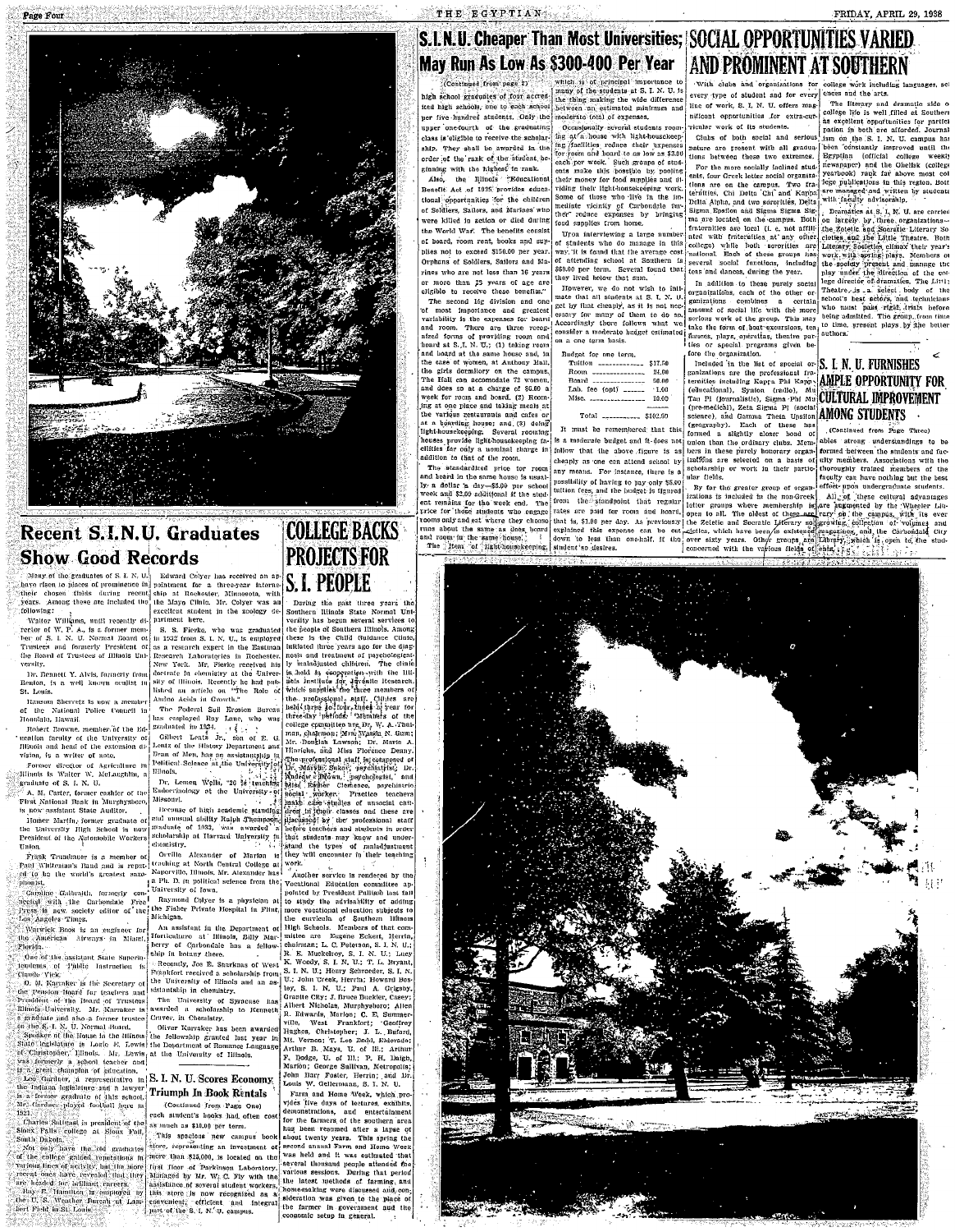## S. I. N. U. Cheaper Than Most Universities; May Run As Low As $300-400 Per Year

(Continued from page 2)

high school graduates of four accredited high schools, one to each school per five hundred students. Only the upper one-fourth of the graduating class is eligible to receive the scholarship. They shall be awarded in the order of the rank of the student, beginning with the highest in rank.

Also, the Illinois "Educational Benefit Act of 1935 provides educational opportunities for the children of Soldiers, Sailors, and Marines who were killed in action or died during the World War. The benefits consist of board, room rent, books and supplies not to exceed $150.00 per year. Orphans of Soldiers, Sailors and Marines who are not less than 16 years or more than 22 years of age are eligible to receive these benefits."

The second big division and one of most importance and greatest variability in the expenses for board and room. There are three recognized forms of providing room and board at S. I. N. U.: (1) taking room and board at the same house and, in the case of women, at Anthony Hall, the girls dormitory on the campus. The Hall can accomodate 72 women, and does so at a charge of $6.00 a week for room and board. (2) Rooming at one place and taking meals at the various restaurants and cafes or at a boarding house; and (3) doing light-housekeeping. Several rooming houses provide light-housekeeping facilities for only a nominal charge in addition to that of the room.

The standardized price for room and board in the same house is usually a dollar a day—$5.00 per school week and $2.00 additional if the student remains for the week end. The price for those students who engage rooms only and eat where they choose runs about the same as does board and room in the same house.

The item of light-housekeeping, which is of principal importance to many of the students at S. I. N. U. is the thing making the wide difference between an estimated minimum and moderate total of expenses.

Occasionally several students rooming at a house with light-housekeeping facilities reduce their expenses for room and board to as low as $3.00 each per week. Such groups of students make this possible by pooling their money for food supplies and dividing their light-housekeeping work. Some of those who live in the immediate vicinity of Carbondale further reduce expenses by bringing food supplies from home.

Upon interviewing a large number of students who do manage in this way, it is found that the average cost of attending school at Southern is $60.00 per term. Several found that they lived below that sum.

However, we do not wish to intimate that all students at S. I. N. U. get by that cheaply, as it is not necessary for many of them to do so. Accordingly there follows what we consider a moderate budget estimated on a one term basis.

Budget for one term.

| | |
|---|---|
| Tuition | $17.50 |
| Room | 24.00 |
| Board | 50.00 |
| Lab. fee (opt) | 1.00 |
| Misc. | 10.00 |
| Total | $102.50 |

It must be remembered that this is a moderate budget and it does not follow that the above figure is as cheaply as one can attend school by any means. For instance, there is a possibility of having to pay only $5.50 tuition fees, and the budget is figured from the standpoint that regular rates are paid for room and board, that is, $1.00 per day. As previously explained this expense can be cut down to less than one-half, if the student so desires.

## SOCIAL OPPORTUNITIES VARIED AND PROMINENT AT SOUTHERN

With clubs and organizations for every type of student and for every line of work, S. I. N. U. offers magnificent opportunities for extra-curricular work of its students.

Clubs of both social and serious nature are present with all gradations between those two extremes.

For the more socially inclined students, four Greek letter social organizations are on the campus. Two fraternities, Chi Delta Chi and Kappa Delta Alpha, and two sororities, Delta Sigma Epsilon and Sigma Sigma Sigma are located on the campus. Both fraternities are local (i. e. not affiliated with fraternities at any other college) while both sororities are national. Each of these groups has several social functions, including teas and dances, during the year.

In addition to these purely social organizations, each of the other organizations combines a certain amount of social life with the more serious work of the group. This may take the form of boat excursions, ten dances, plays, operettas, theatre parties or special programs given before the organization.

Included in the list of special organizations are the professional fraternities including Kappa Phi Kappa (educational), Syalon (radio), Mu Tau Pi (journalistic), Sigma Phi Mu (pre-medical), Zeta Sigma Pi (social science), and Gamma Theta Upsilon (geography). Each of these has formed a slightly closer bond of union than the ordinary clubs. Members in these purely honorary organizations are selected on a basis of scholarship or work in their particular fields.

By far the greater group of organizations is included in the non-Greek letter groups where membership is open to all. The oldest of these are the Zetetic and Socratic Literary societies, which have been in existence over sixty years. Other groups are concerned with the various fields of college work including languages, sciences and the arts.

The literary and dramatic side of college life is well filled at Southern as excellent opportunities for participation in both are afforded. Journalism on the S. I. N. U. campus has been constantly improved until the Egyptian (official college weekly newspaper) and the Obelisk (college yearbook) rank far above most college publications in this region. Both are managed and written by students with faculty advisorship.

Dramatics at S. I. N. U. are carried on largely by three organizations—the Zetetic and Socratic Literary Societies and the Little Theatre. Both Literary Societies climax their year's work with spring plays. Members of the society present and manage the play under the direction of the college director of dramatics. The Little Theatre, is a select body of the school's best actors and technicians who must pass rigid trials before being admitted. The group, from time to time, present plays by the better authors.

## S. I. N. U. FURNISHES AMPLE OPPORTUNITY FOR CULTURAL IMPROVEMENT AMONG STUDENTS

(Continued from Page Three)

ables strong understandings to be formed between the students and faculty members. Associations with the thoroughly trained members of the faculty can have nothing but the best effect upon undergraduate students.

All of these cultural advantages are augmented by the Wheeler Library on the campus, with its ever growing collection of volumes and magazines, and the Carbondale City Library, which is open to the students.

## Recent S.I.N.U. Graduates Show Good Records

Many of the graduates of S. I. N. U. have risen to places of prominence in their chosen fields during recent years. Among these are included the following:

Walter Williams, until recently director of W. P. A., is a former member of S. I. N. U. Normal Board of Trustees and formerly President of the Board of Trustees of Illinois University.

Dr. Bennett Y. Alvis, formerly from Benton, is a well known oculist in St. Louis.

Ransom Sherretz is now a member of the National Police Council in Honolulu, Hawaii.

Robert Browne, member of the Education faculty of the University of Illinois and head of the extension division, is a writer of note.

Former director of Agriculture in Illinois is Walter W. McLaughlin, a graduate of S. I. N. U.

A. M. Carter, former cashier of the First National Bank in Murphysboro, is now assistant State Auditor.

Homer Martin, former graduate of the University High School is now President of the Automobile Workers Union.

Frank Trumbauer is a member of Paul Whiteman's Band and is reported to be the world's greatest saxophonist.

Caroline Galbraith, formerly connected with the Carbondale Free Press is now society editor of the Los Angeles Times.

Warwick Ross is an engineer for the American Airways in Miami, Florida.

One of the assistant State Superintendents of Public Instruction is Claude Vick.

O. M. Karraker is the Secretary of the Pension Board for teachers and President of the Board of Trustees Illinois University. Mr. Karraker is a graduate and also a former trustee on the S. I. N. U. Normal Board.

Speaker of the House in the Illinois State legislature is Louis E. Lewis of Christopher, Illinois. Mr. Lewis was formerly a school teacher and is a great champion of education.

Lon Gardner, a representative in the Indiana legislature and a lawyer is a former graduate of this school. Mr. Gardner played football here in 1921.

Charles Salisnat is president of the Sioux Falls college at Sioux Fall, South Dakota.

Not only have the old graduates of the college gained reputations in various lines of activity, but the more recent ones have revealed that they are headed for brilliant careers.

Roy F. Hamilton is employed by the U. S. Weather Bureau at Lambert Field in St. Louis.

Edward Colyer has received an appointment for a three-year internship at Rochester, Minnesota, with the Mayo Clinic. Mr. Colyer was an excellent student in the zoology department here.

S. S. Fierke, who was graduated in 1932 from S. I. N. U., is employed as a research expert in the Eastman Research Laboratories in Rochester, New York. Mr. Fierke received his doctorate in chemistry at the University of Illinois. Recently he had published an article on "The Role of Amino Acids in Growth."

The Federal Soil Erosion Bureau has employed Ray Lane, who was graduated in 1934.

Gilbert Lentz Jr., son of E. G. Lentz of the History Department and Dean of Men, has an assistantship in Political Science at the University of Illinois.

Dr. Lemon Wells, '26 is teaching Endocrinology at the University of Missouri.

Because of high academic standing and unusual ability Ralph Thompson, graduate of 1932, was awarded a scholarship at Harvard University in chemistry.

Orville Alexander of Marion is teaching at North Central College at Naperville, Illinois. Mr. Alexander has a Ph. D. in political science from the University of Iowa.

Raymond Colyer is a physician at the Fisher Private Hospital in Flint, Michigan.

An assistant in the Department of Horticulture at Illinois, Billy Murberry of Carbondale has a fellowship in botany there.

Recently, Joe E. Starkns of West Frankfort received a scholarship from the University of Illinois and an assistantship in chemistry.

The University of Syracuse has awarded a scholarship to Kenneth Cruver, in Chemistry.

Oliver Karraker has been awarded the fellowship granted last year in the Department of Romance Language at the University of Illinois.

### S. I. N. U. Scores Economy Triumph In Book Rentals

(Continued from Page One)

each student's books had often cost as much as $15.00 per term.

This spacious new campus book store, representing an investment of more than $15,000, is located on the first floor of Parkinson Laboratory. Managed by Mr. W. C. Fly with the assistance of several student workers, this store is now recognized as a convenient, efficient and integral part of the S. I. N. U. campus.

## COLLEGE BACKS PROJECTS FOR S. I. PEOPLE

During the past three years the Southern Illinois State Normal University has begun several services to the people of Southern Illinois. Among these is the Child Guidance Clinic, initiated three years ago for the diagnosis and treatment of psychologically maladjusted children. The clinic is held in cooperation with the Illinois Institute for Juvenile Research, which supplies the three members of the professional staff. Clinics are held three to four times a year for three-day periods. Members of the college committee are Dr. W. A. Thalman, chairman; Mrs. Wanda N. Gum; Mr. Douglas Lawson; Dr. Marie A. Hinrichs, and Miss Florence Denny. The professional staff is composed of Dr. Marvin Sukov, psychiatrist; Dr. Andrew Brown, psychologist, and Miss Esther Clemence, psychiatric social worker. Practice teachers make case studies of unusual children in their classes and these are discussed by the professional staff before teachers and students in order that students may know and understand the types of maladjustment they will encounter in their teaching work.

Another service is rendered by the Vocational Education committee appointed by President Pulliam last fall to study the advisability of adding more vocational education subjects to the curricula of Southern Illinois High Schools. Members of that committee are Eugene Eckert, Herrin, chairman; L. C. Peterson, S. I. N. U.; R. E. Muckelroy, S. I. N. U.; Lucy K. Woody, S. I. N. U.; T. L. Bryant, S. I. N. U.; Henry Schroeder, S. I. N. U.; John Creek, Herrin; Howard Bosley, S. I. N. U.; Paul A. Grigsby, Granite City; J. Bruce Buckler, Casey; Albert Nicholas, Murphysboro; Allen R. Edwards, Marion; C. E. Summerville, West Frankfort; Geoffrey Hughes, Christopher; J. L. Buford, Mt. Vernon; T. Leo Dodd, Eldorado; Arthur B. Mays, U. of Ill.; Arthur F. Dodge, U. of Ill.; P. H. Daigh, Marion; George Sullivan, Metropolis; John Barr Foster, Herrin; and Dr. Louis W. Gellermann, S. I. N. U.

Farm and Home Week, which provides five days of lectures, exhibits, demonstrations, and entertainment for the farmers of the southern area has been resumed after a lapse of about twenty years. This spring the second annual Farm and Home Week was held and it was estimated that several thousand people attended the various sessions. During that period the latest methods of farming, and home-making were discussed and consideration was given to the place of the farmer in government and the economic setup in general.